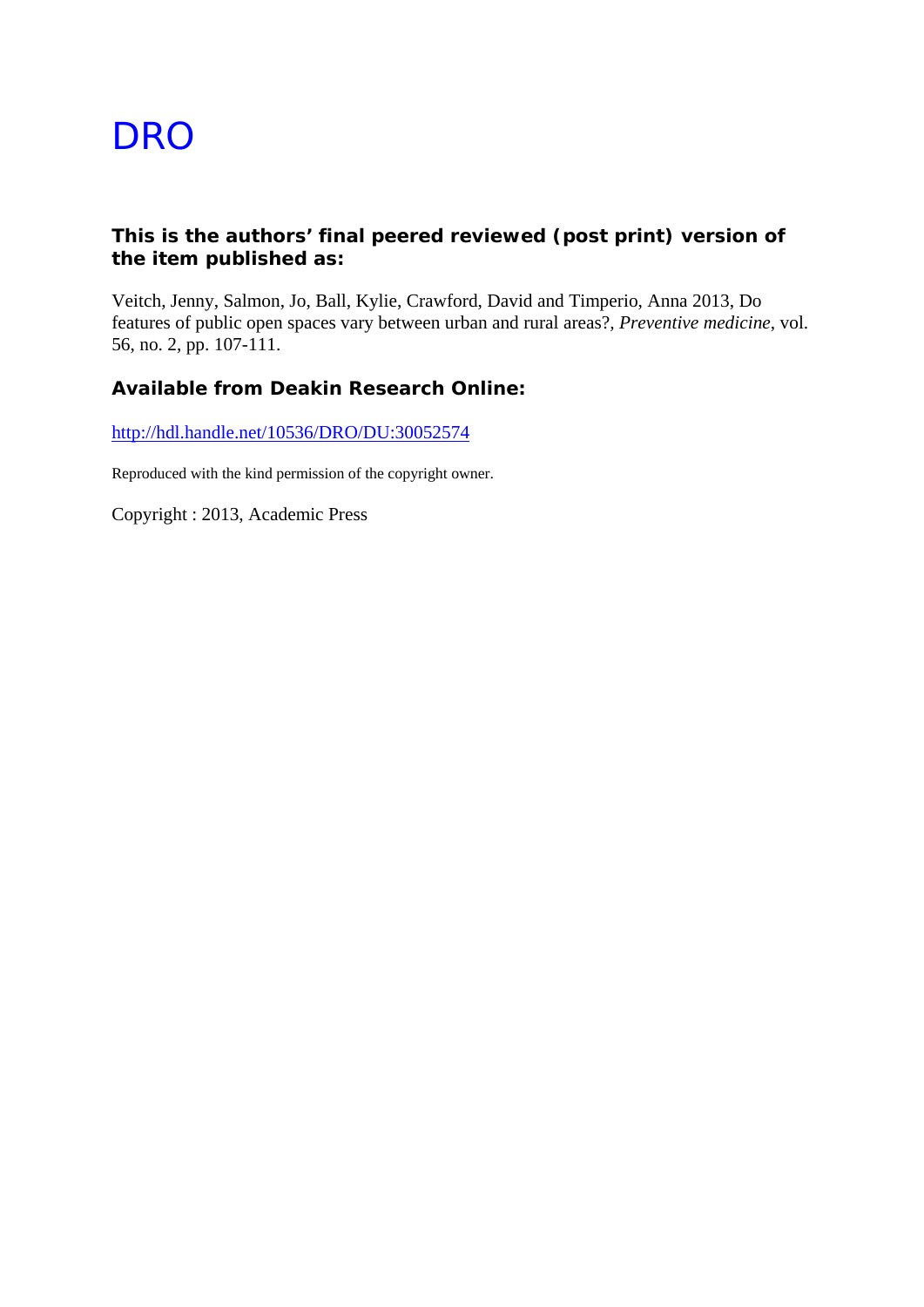# DRO

**This is the authors' final peered reviewed (post print) version of the item published as:**

Veitch, Jenny, Salmon, Jo, Ball, Kylie, Crawford, David and Timperio, Anna 2013, Do features of public open spaces vary between urban and rural areas?, *Preventive medicine*, vol. 56, no. 2, pp. 107-111.

**Available from Deakin Research Online:**

http://hdl.handle.net/10536/DRO/DU:30052574

Reproduced with the kind permission of the copyright owner.

Copyright : 2013, Academic Press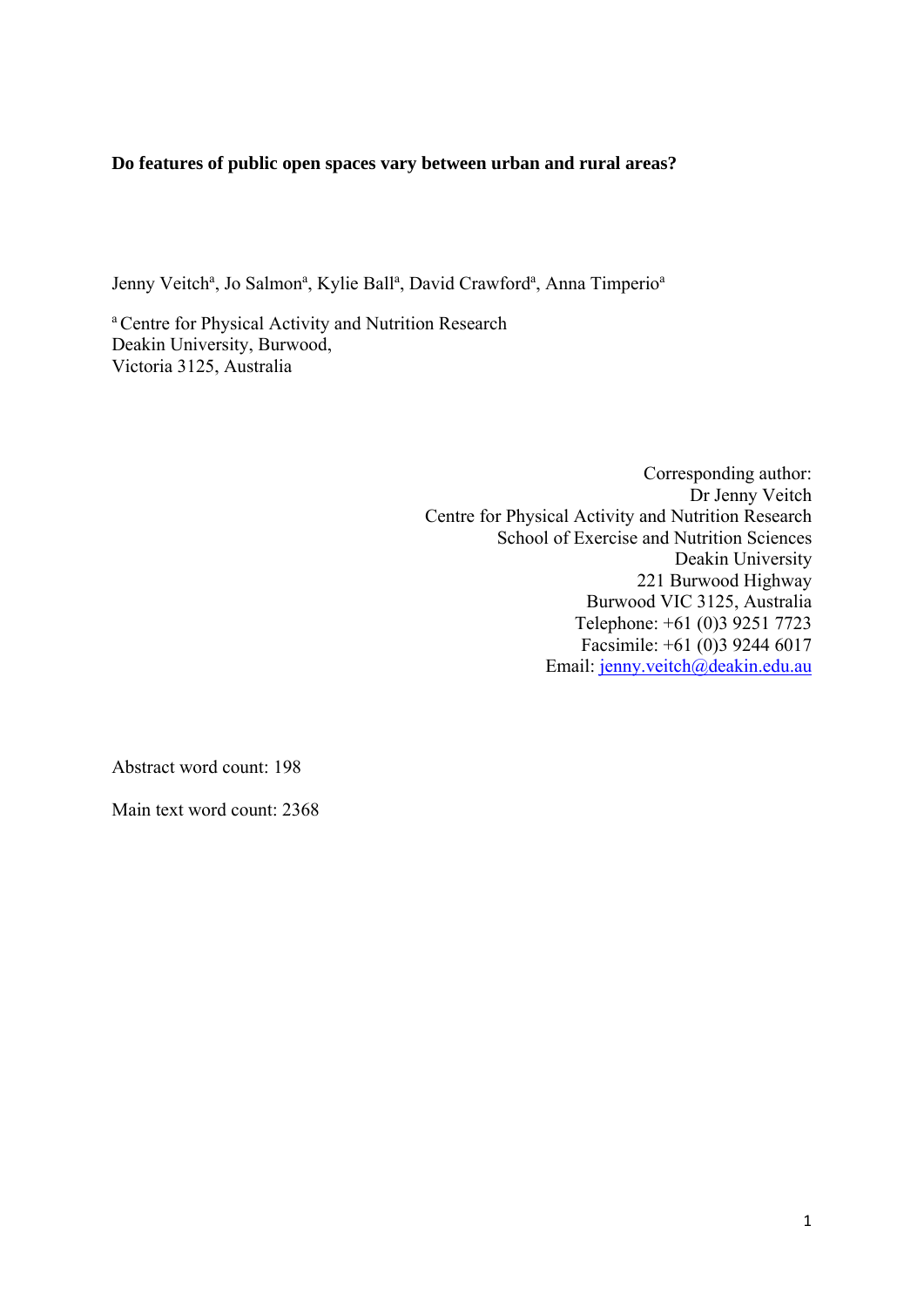**Do features of public open spaces vary between urban and rural areas?**

Jenny Veitch[a], Jo Salmon[a], Kylie Ball[a], David Crawford[a], Anna Timperio[a]

[a] Centre for Physical Activity and Nutrition Research
Deakin University, Burwood,
Victoria 3125, Australia

Corresponding author:
Dr Jenny Veitch
Centre for Physical Activity and Nutrition Research
School of Exercise and Nutrition Sciences
Deakin University
221 Burwood Highway
Burwood VIC 3125, Australia
Telephone: +61 (0)3 9251 7723
Facsimile: +61 (0)3 9244 6017
Email: jenny.veitch@deakin.edu.au

Abstract word count: 198

Main text word count: 2368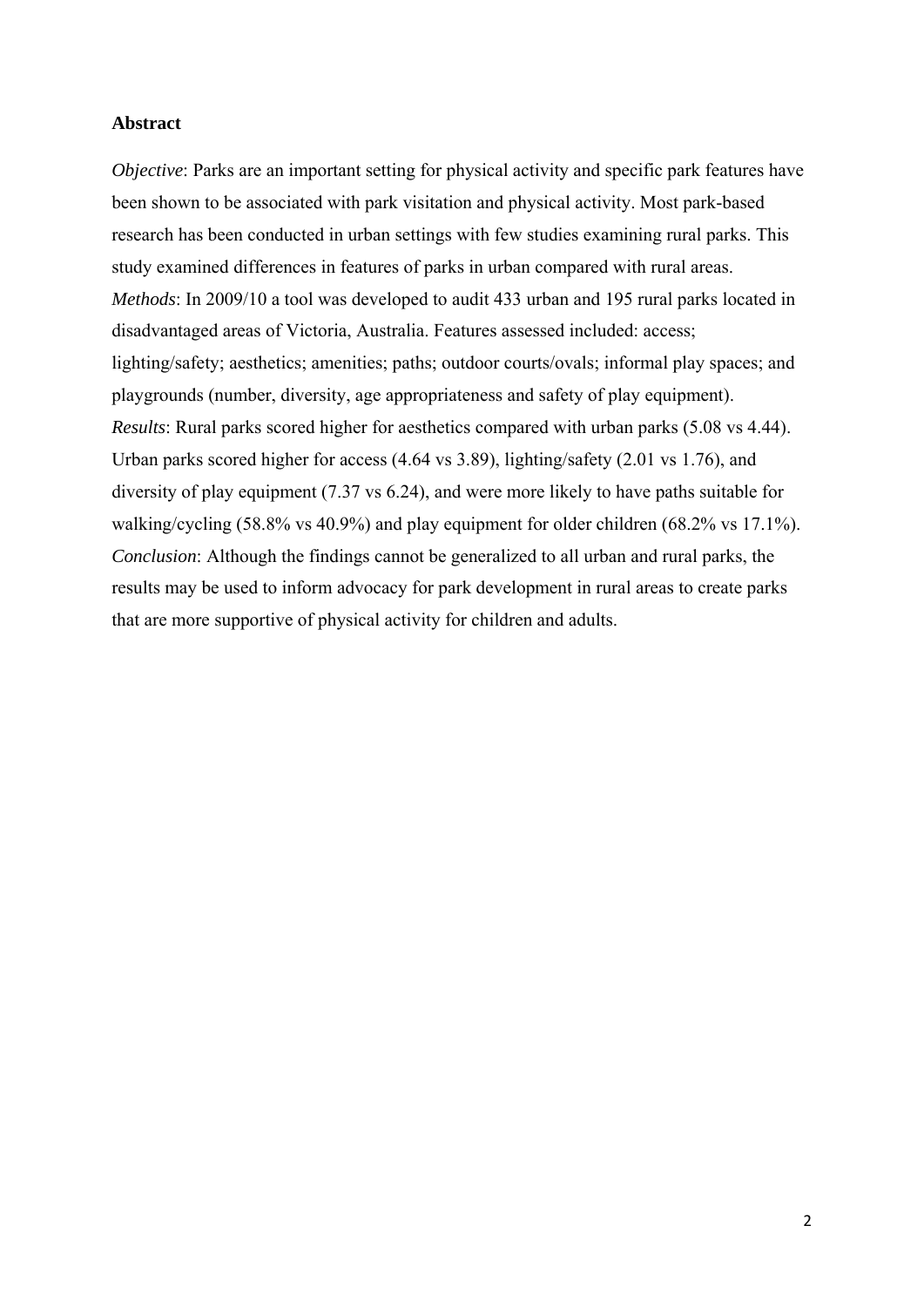## Abstract

*Objective*: Parks are an important setting for physical activity and specific park features have been shown to be associated with park visitation and physical activity. Most park-based research has been conducted in urban settings with few studies examining rural parks. This study examined differences in features of parks in urban compared with rural areas.

*Methods*: In 2009/10 a tool was developed to audit 433 urban and 195 rural parks located in disadvantaged areas of Victoria, Australia. Features assessed included: access; lighting/safety; aesthetics; amenities; paths; outdoor courts/ovals; informal play spaces; and playgrounds (number, diversity, age appropriateness and safety of play equipment).

*Results*: Rural parks scored higher for aesthetics compared with urban parks (5.08 vs 4.44). Urban parks scored higher for access (4.64 vs 3.89), lighting/safety (2.01 vs 1.76), and diversity of play equipment (7.37 vs 6.24), and were more likely to have paths suitable for walking/cycling (58.8% vs 40.9%) and play equipment for older children (68.2% vs 17.1%).

*Conclusion*: Although the findings cannot be generalized to all urban and rural parks, the results may be used to inform advocacy for park development in rural areas to create parks that are more supportive of physical activity for children and adults.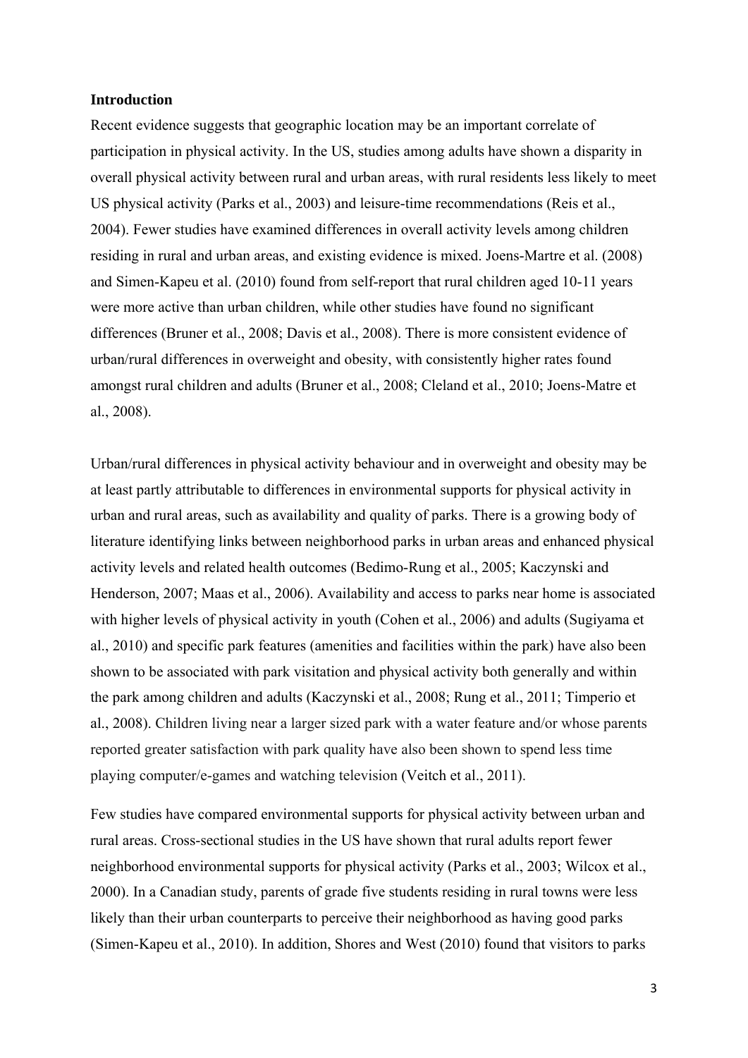## Introduction

Recent evidence suggests that geographic location may be an important correlate of participation in physical activity. In the US, studies among adults have shown a disparity in overall physical activity between rural and urban areas, with rural residents less likely to meet US physical activity (Parks et al., 2003) and leisure-time recommendations (Reis et al., 2004). Fewer studies have examined differences in overall activity levels among children residing in rural and urban areas, and existing evidence is mixed. Joens-Martre et al. (2008) and Simen-Kapeu et al. (2010) found from self-report that rural children aged 10-11 years were more active than urban children, while other studies have found no significant differences (Bruner et al., 2008; Davis et al., 2008). There is more consistent evidence of urban/rural differences in overweight and obesity, with consistently higher rates found amongst rural children and adults (Bruner et al., 2008; Cleland et al., 2010; Joens-Matre et al., 2008).

Urban/rural differences in physical activity behaviour and in overweight and obesity may be at least partly attributable to differences in environmental supports for physical activity in urban and rural areas, such as availability and quality of parks. There is a growing body of literature identifying links between neighborhood parks in urban areas and enhanced physical activity levels and related health outcomes (Bedimo-Rung et al., 2005; Kaczynski and Henderson, 2007; Maas et al., 2006). Availability and access to parks near home is associated with higher levels of physical activity in youth (Cohen et al., 2006) and adults (Sugiyama et al., 2010) and specific park features (amenities and facilities within the park) have also been shown to be associated with park visitation and physical activity both generally and within the park among children and adults (Kaczynski et al., 2008; Rung et al., 2011; Timperio et al., 2008). Children living near a larger sized park with a water feature and/or whose parents reported greater satisfaction with park quality have also been shown to spend less time playing computer/e-games and watching television (Veitch et al., 2011).

Few studies have compared environmental supports for physical activity between urban and rural areas. Cross-sectional studies in the US have shown that rural adults report fewer neighborhood environmental supports for physical activity (Parks et al., 2003; Wilcox et al., 2000). In a Canadian study, parents of grade five students residing in rural towns were less likely than their urban counterparts to perceive their neighborhood as having good parks (Simen-Kapeu et al., 2010). In addition, Shores and West (2010) found that visitors to parks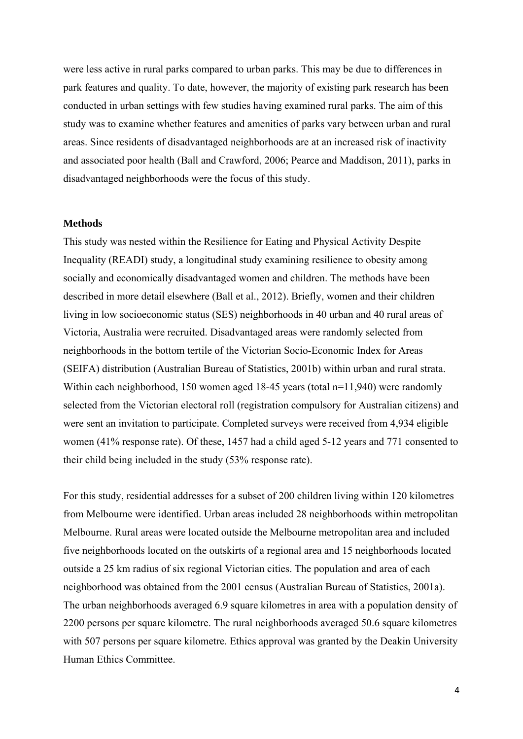were less active in rural parks compared to urban parks. This may be due to differences in park features and quality. To date, however, the majority of existing park research has been conducted in urban settings with few studies having examined rural parks. The aim of this study was to examine whether features and amenities of parks vary between urban and rural areas. Since residents of disadvantaged neighborhoods are at an increased risk of inactivity and associated poor health (Ball and Crawford, 2006; Pearce and Maddison, 2011), parks in disadvantaged neighborhoods were the focus of this study.

## Methods

This study was nested within the Resilience for Eating and Physical Activity Despite Inequality (READI) study, a longitudinal study examining resilience to obesity among socially and economically disadvantaged women and children. The methods have been described in more detail elsewhere (Ball et al., 2012). Briefly, women and their children living in low socioeconomic status (SES) neighborhoods in 40 urban and 40 rural areas of Victoria, Australia were recruited. Disadvantaged areas were randomly selected from neighborhoods in the bottom tertile of the Victorian Socio-Economic Index for Areas (SEIFA) distribution (Australian Bureau of Statistics, 2001b) within urban and rural strata. Within each neighborhood, 150 women aged 18-45 years (total n=11,940) were randomly selected from the Victorian electoral roll (registration compulsory for Australian citizens) and were sent an invitation to participate. Completed surveys were received from 4,934 eligible women (41% response rate). Of these, 1457 had a child aged 5-12 years and 771 consented to their child being included in the study (53% response rate).

For this study, residential addresses for a subset of 200 children living within 120 kilometres from Melbourne were identified. Urban areas included 28 neighborhoods within metropolitan Melbourne. Rural areas were located outside the Melbourne metropolitan area and included five neighborhoods located on the outskirts of a regional area and 15 neighborhoods located outside a 25 km radius of six regional Victorian cities. The population and area of each neighborhood was obtained from the 2001 census (Australian Bureau of Statistics, 2001a). The urban neighborhoods averaged 6.9 square kilometres in area with a population density of 2200 persons per square kilometre. The rural neighborhoods averaged 50.6 square kilometres with 507 persons per square kilometre. Ethics approval was granted by the Deakin University Human Ethics Committee.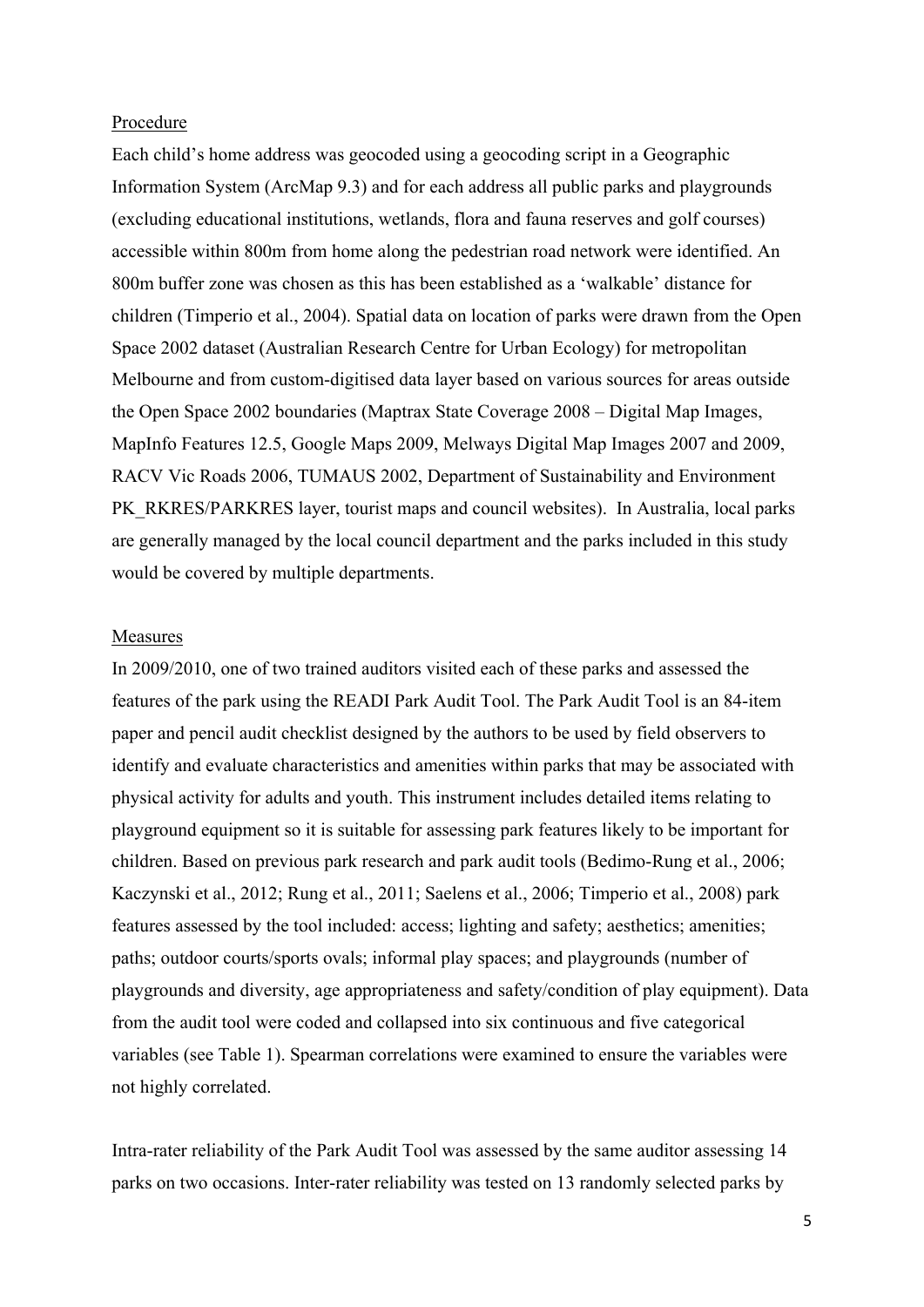Procedure

Each child's home address was geocoded using a geocoding script in a Geographic Information System (ArcMap 9.3) and for each address all public parks and playgrounds (excluding educational institutions, wetlands, flora and fauna reserves and golf courses) accessible within 800m from home along the pedestrian road network were identified. An 800m buffer zone was chosen as this has been established as a 'walkable' distance for children (Timperio et al., 2004). Spatial data on location of parks were drawn from the Open Space 2002 dataset (Australian Research Centre for Urban Ecology) for metropolitan Melbourne and from custom-digitised data layer based on various sources for areas outside the Open Space 2002 boundaries (Maptrax State Coverage 2008 – Digital Map Images, MapInfo Features 12.5, Google Maps 2009, Melways Digital Map Images 2007 and 2009, RACV Vic Roads 2006, TUMAUS 2002, Department of Sustainability and Environment PK_RKRES/PARKRES layer, tourist maps and council websites). In Australia, local parks are generally managed by the local council department and the parks included in this study would be covered by multiple departments.

Measures

In 2009/2010, one of two trained auditors visited each of these parks and assessed the features of the park using the READI Park Audit Tool. The Park Audit Tool is an 84-item paper and pencil audit checklist designed by the authors to be used by field observers to identify and evaluate characteristics and amenities within parks that may be associated with physical activity for adults and youth. This instrument includes detailed items relating to playground equipment so it is suitable for assessing park features likely to be important for children. Based on previous park research and park audit tools (Bedimo-Rung et al., 2006; Kaczynski et al., 2012; Rung et al., 2011; Saelens et al., 2006; Timperio et al., 2008) park features assessed by the tool included: access; lighting and safety; aesthetics; amenities; paths; outdoor courts/sports ovals; informal play spaces; and playgrounds (number of playgrounds and diversity, age appropriateness and safety/condition of play equipment). Data from the audit tool were coded and collapsed into six continuous and five categorical variables (see Table 1). Spearman correlations were examined to ensure the variables were not highly correlated.

Intra-rater reliability of the Park Audit Tool was assessed by the same auditor assessing 14 parks on two occasions. Inter-rater reliability was tested on 13 randomly selected parks by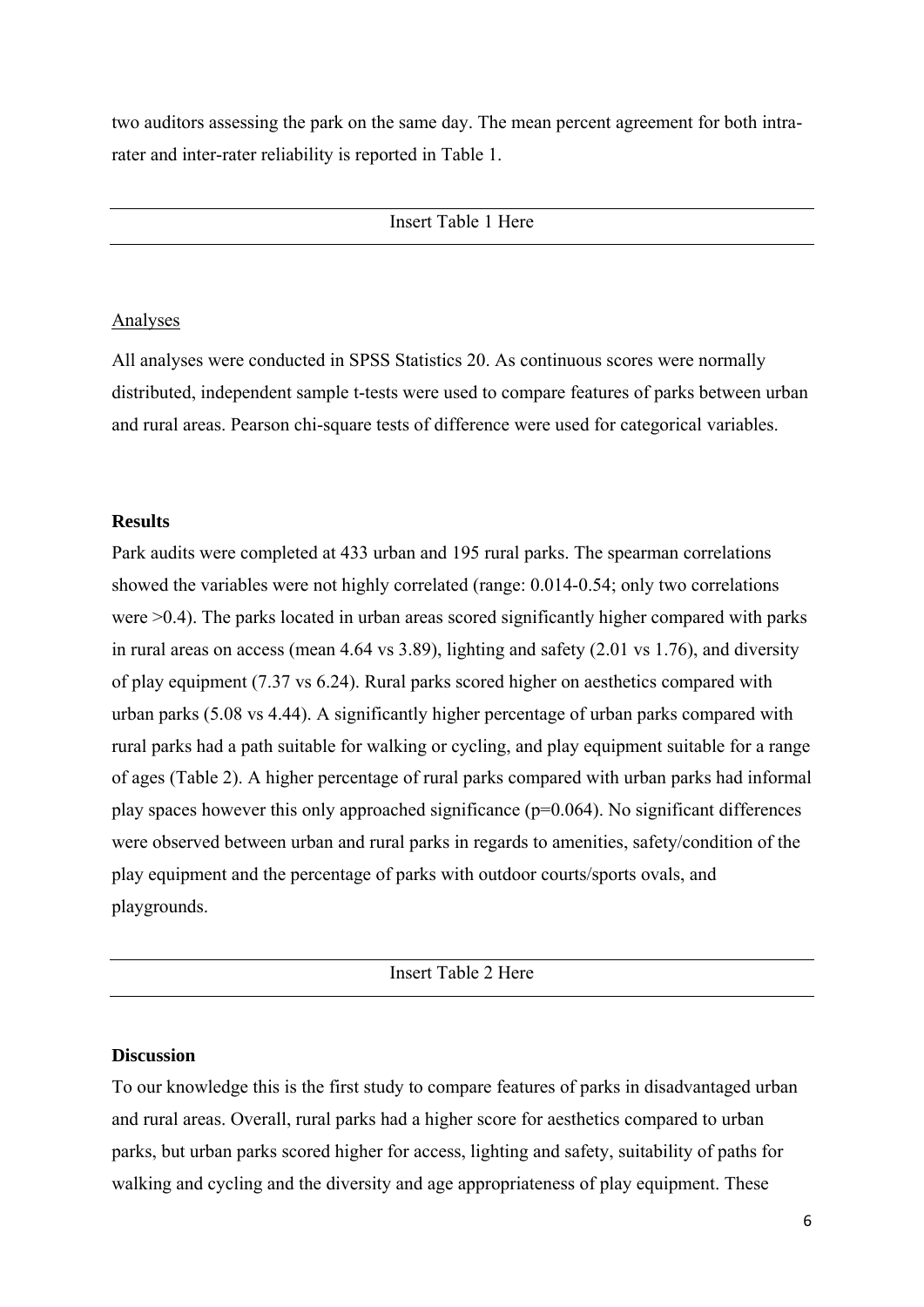two auditors assessing the park on the same day. The mean percent agreement for both intra-rater and inter-rater reliability is reported in Table 1.

Insert Table 1 Here

Analyses

All analyses were conducted in SPSS Statistics 20. As continuous scores were normally distributed, independent sample t-tests were used to compare features of parks between urban and rural areas. Pearson chi-square tests of difference were used for categorical variables.

## Results

Park audits were completed at 433 urban and 195 rural parks. The spearman correlations showed the variables were not highly correlated (range: 0.014-0.54; only two correlations were >0.4). The parks located in urban areas scored significantly higher compared with parks in rural areas on access (mean 4.64 vs 3.89), lighting and safety (2.01 vs 1.76), and diversity of play equipment (7.37 vs 6.24). Rural parks scored higher on aesthetics compared with urban parks (5.08 vs 4.44). A significantly higher percentage of urban parks compared with rural parks had a path suitable for walking or cycling, and play equipment suitable for a range of ages (Table 2). A higher percentage of rural parks compared with urban parks had informal play spaces however this only approached significance ($p$=0.064). No significant differences were observed between urban and rural parks in regards to amenities, safety/condition of the play equipment and the percentage of parks with outdoor courts/sports ovals, and playgrounds.

Insert Table 2 Here

## Discussion

To our knowledge this is the first study to compare features of parks in disadvantaged urban and rural areas. Overall, rural parks had a higher score for aesthetics compared to urban parks, but urban parks scored higher for access, lighting and safety, suitability of paths for walking and cycling and the diversity and age appropriateness of play equipment. These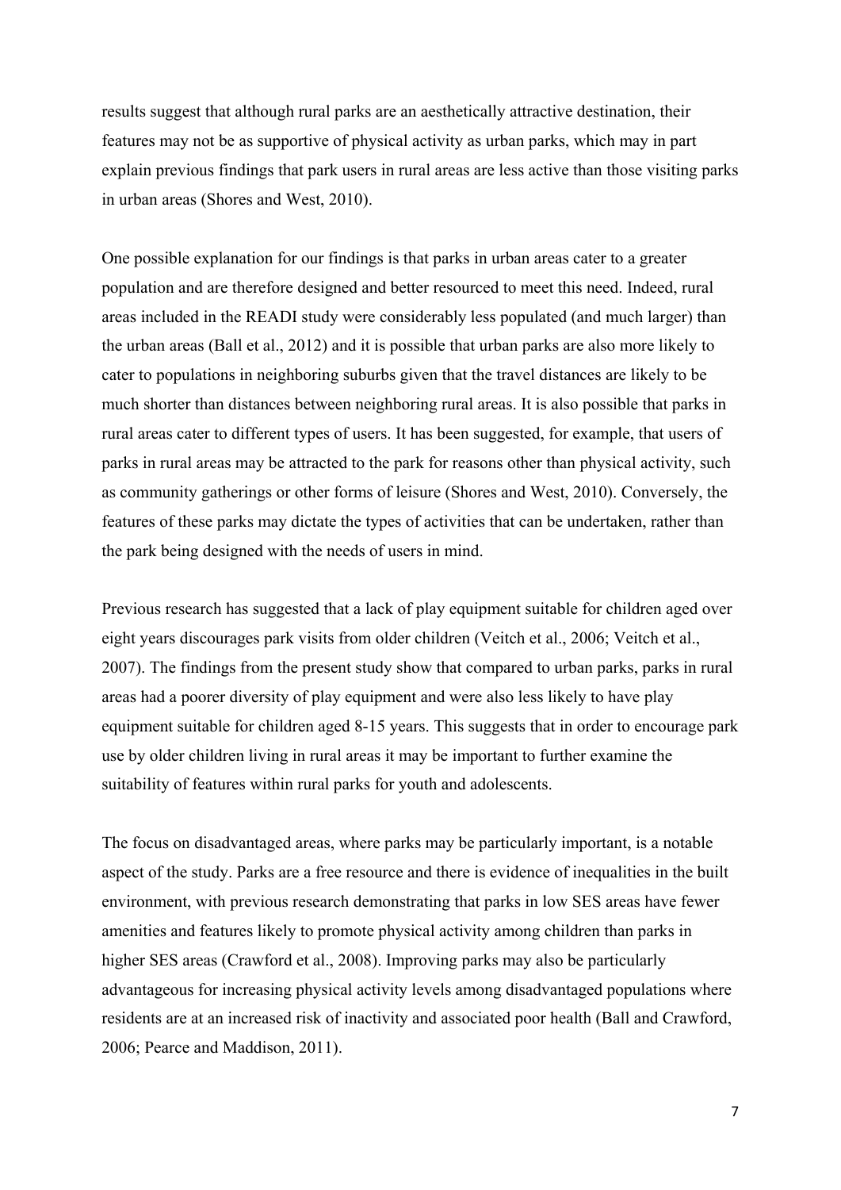results suggest that although rural parks are an aesthetically attractive destination, their features may not be as supportive of physical activity as urban parks, which may in part explain previous findings that park users in rural areas are less active than those visiting parks in urban areas (Shores and West, 2010).

One possible explanation for our findings is that parks in urban areas cater to a greater population and are therefore designed and better resourced to meet this need. Indeed, rural areas included in the READI study were considerably less populated (and much larger) than the urban areas (Ball et al., 2012) and it is possible that urban parks are also more likely to cater to populations in neighboring suburbs given that the travel distances are likely to be much shorter than distances between neighboring rural areas. It is also possible that parks in rural areas cater to different types of users. It has been suggested, for example, that users of parks in rural areas may be attracted to the park for reasons other than physical activity, such as community gatherings or other forms of leisure (Shores and West, 2010). Conversely, the features of these parks may dictate the types of activities that can be undertaken, rather than the park being designed with the needs of users in mind.

Previous research has suggested that a lack of play equipment suitable for children aged over eight years discourages park visits from older children (Veitch et al., 2006; Veitch et al., 2007). The findings from the present study show that compared to urban parks, parks in rural areas had a poorer diversity of play equipment and were also less likely to have play equipment suitable for children aged 8-15 years. This suggests that in order to encourage park use by older children living in rural areas it may be important to further examine the suitability of features within rural parks for youth and adolescents.

The focus on disadvantaged areas, where parks may be particularly important, is a notable aspect of the study. Parks are a free resource and there is evidence of inequalities in the built environment, with previous research demonstrating that parks in low SES areas have fewer amenities and features likely to promote physical activity among children than parks in higher SES areas (Crawford et al., 2008). Improving parks may also be particularly advantageous for increasing physical activity levels among disadvantaged populations where residents are at an increased risk of inactivity and associated poor health (Ball and Crawford, 2006; Pearce and Maddison, 2011).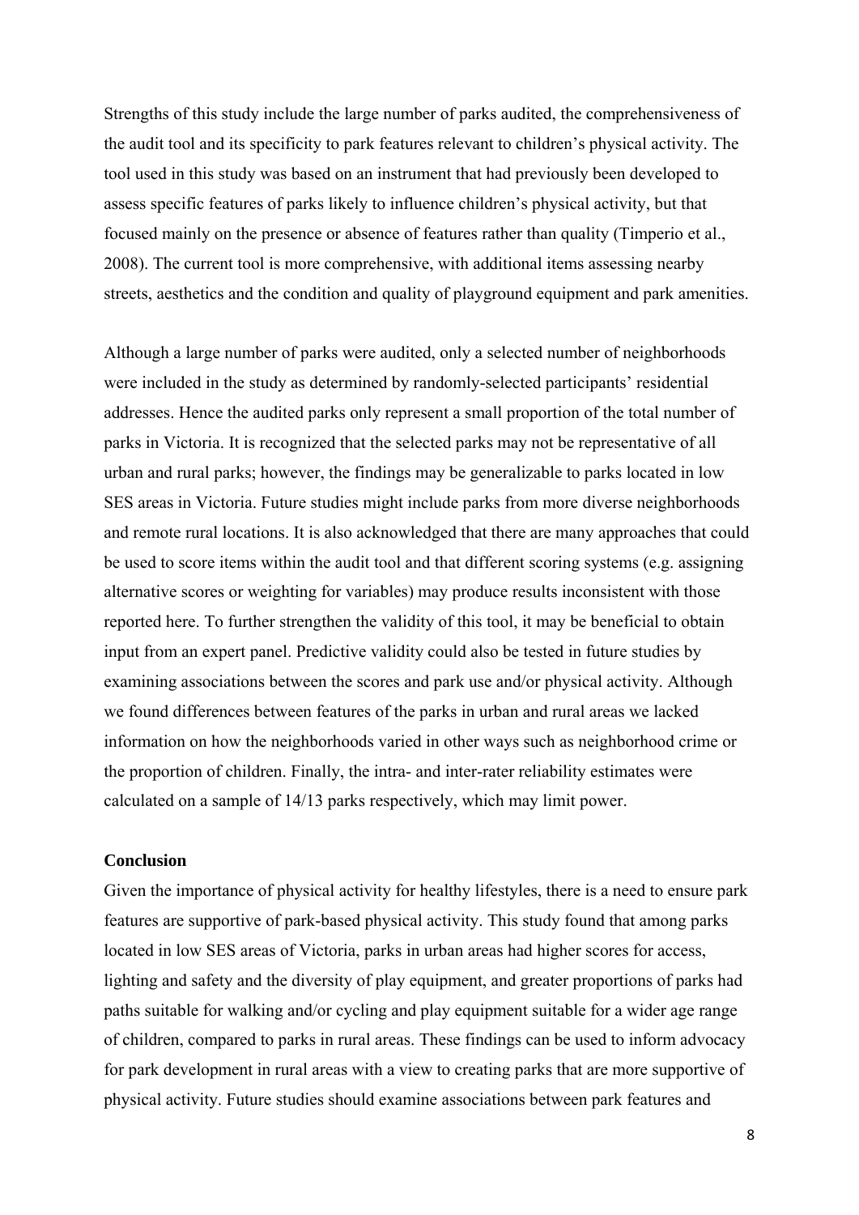Strengths of this study include the large number of parks audited, the comprehensiveness of the audit tool and its specificity to park features relevant to children's physical activity. The tool used in this study was based on an instrument that had previously been developed to assess specific features of parks likely to influence children's physical activity, but that focused mainly on the presence or absence of features rather than quality (Timperio et al., 2008). The current tool is more comprehensive, with additional items assessing nearby streets, aesthetics and the condition and quality of playground equipment and park amenities.

Although a large number of parks were audited, only a selected number of neighborhoods were included in the study as determined by randomly-selected participants' residential addresses. Hence the audited parks only represent a small proportion of the total number of parks in Victoria. It is recognized that the selected parks may not be representative of all urban and rural parks; however, the findings may be generalizable to parks located in low SES areas in Victoria. Future studies might include parks from more diverse neighborhoods and remote rural locations. It is also acknowledged that there are many approaches that could be used to score items within the audit tool and that different scoring systems (e.g. assigning alternative scores or weighting for variables) may produce results inconsistent with those reported here. To further strengthen the validity of this tool, it may be beneficial to obtain input from an expert panel. Predictive validity could also be tested in future studies by examining associations between the scores and park use and/or physical activity. Although we found differences between features of the parks in urban and rural areas we lacked information on how the neighborhoods varied in other ways such as neighborhood crime or the proportion of children. Finally, the intra- and inter-rater reliability estimates were calculated on a sample of 14/13 parks respectively, which may limit power.

## Conclusion

Given the importance of physical activity for healthy lifestyles, there is a need to ensure park features are supportive of park-based physical activity. This study found that among parks located in low SES areas of Victoria, parks in urban areas had higher scores for access, lighting and safety and the diversity of play equipment, and greater proportions of parks had paths suitable for walking and/or cycling and play equipment suitable for a wider age range of children, compared to parks in rural areas. These findings can be used to inform advocacy for park development in rural areas with a view to creating parks that are more supportive of physical activity. Future studies should examine associations between park features and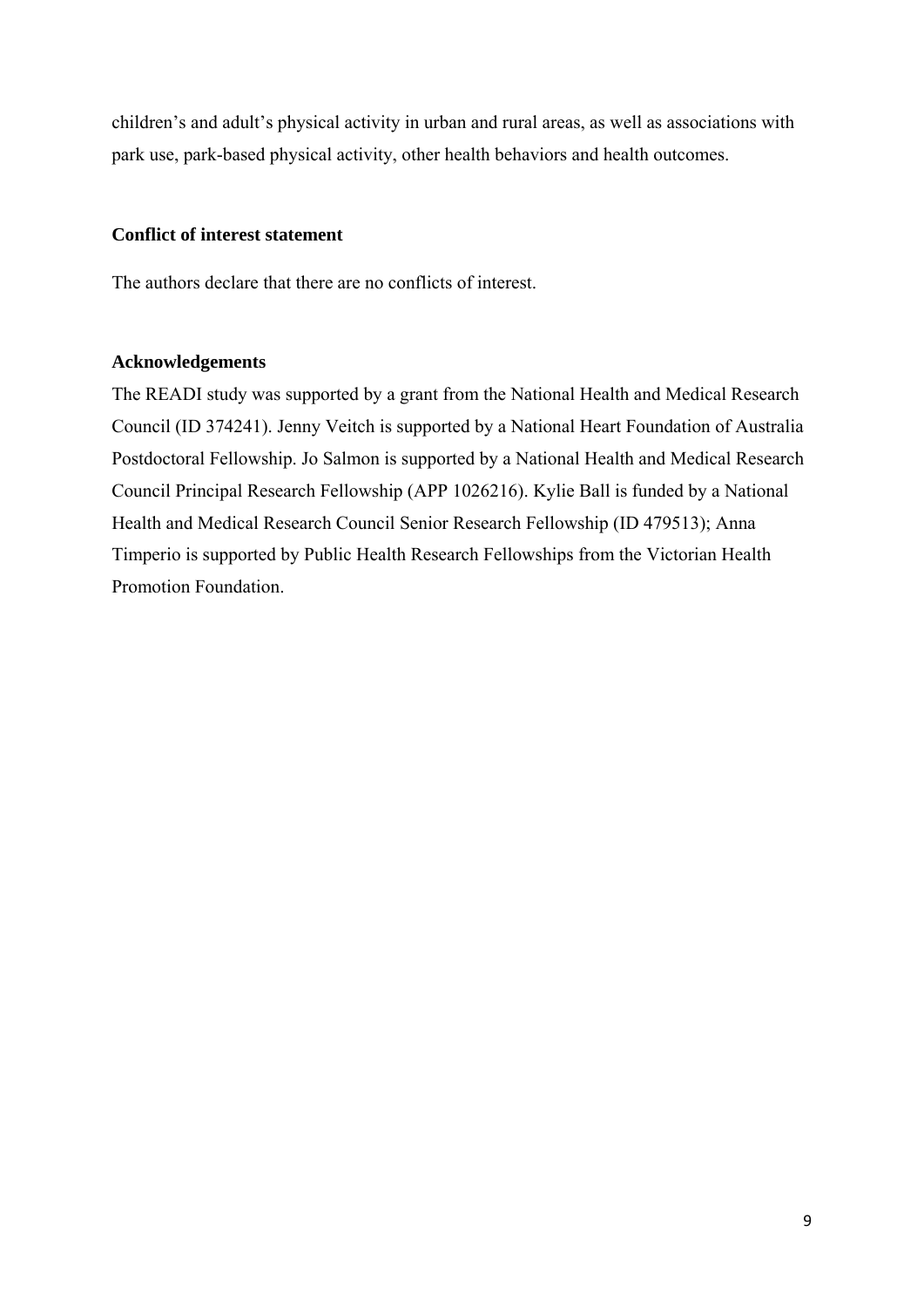children's and adult's physical activity in urban and rural areas, as well as associations with park use, park-based physical activity, other health behaviors and health outcomes.

## Conflict of interest statement

The authors declare that there are no conflicts of interest.

## Acknowledgements

The READI study was supported by a grant from the National Health and Medical Research Council (ID 374241). Jenny Veitch is supported by a National Heart Foundation of Australia Postdoctoral Fellowship. Jo Salmon is supported by a National Health and Medical Research Council Principal Research Fellowship (APP 1026216). Kylie Ball is funded by a National Health and Medical Research Council Senior Research Fellowship (ID 479513); Anna Timperio is supported by Public Health Research Fellowships from the Victorian Health Promotion Foundation.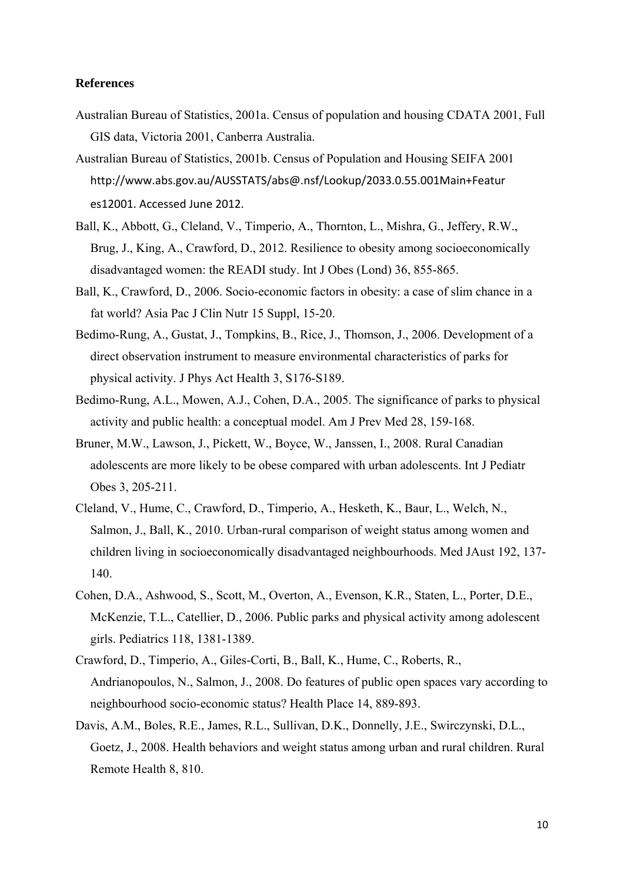**References**

Australian Bureau of Statistics, 2001a. Census of population and housing CDATA 2001, Full GIS data, Victoria 2001, Canberra Australia.

Australian Bureau of Statistics, 2001b. Census of Population and Housing SEIFA 2001 http://www.abs.gov.au/AUSSTATS/abs@.nsf/Lookup/2033.0.55.001Main+Features12001. Accessed June 2012.

Ball, K., Abbott, G., Cleland, V., Timperio, A., Thornton, L., Mishra, G., Jeffery, R.W., Brug, J., King, A., Crawford, D., 2012. Resilience to obesity among socioeconomically disadvantaged women: the READI study. Int J Obes (Lond) 36, 855-865.

Ball, K., Crawford, D., 2006. Socio-economic factors in obesity: a case of slim chance in a fat world? Asia Pac J Clin Nutr 15 Suppl, 15-20.

Bedimo-Rung, A., Gustat, J., Tompkins, B., Rice, J., Thomson, J., 2006. Development of a direct observation instrument to measure environmental characteristics of parks for physical activity. J Phys Act Health 3, S176-S189.

Bedimo-Rung, A.L., Mowen, A.J., Cohen, D.A., 2005. The significance of parks to physical activity and public health: a conceptual model. Am J Prev Med 28, 159-168.

Bruner, M.W., Lawson, J., Pickett, W., Boyce, W., Janssen, I., 2008. Rural Canadian adolescents are more likely to be obese compared with urban adolescents. Int J Pediatr Obes 3, 205-211.

Cleland, V., Hume, C., Crawford, D., Timperio, A., Hesketh, K., Baur, L., Welch, N., Salmon, J., Ball, K., 2010. Urban-rural comparison of weight status among women and children living in socioeconomically disadvantaged neighbourhoods. Med JAust 192, 137-140.

Cohen, D.A., Ashwood, S., Scott, M., Overton, A., Evenson, K.R., Staten, L., Porter, D.E., McKenzie, T.L., Catellier, D., 2006. Public parks and physical activity among adolescent girls. Pediatrics 118, 1381-1389.

Crawford, D., Timperio, A., Giles-Corti, B., Ball, K., Hume, C., Roberts, R., Andrianopoulos, N., Salmon, J., 2008. Do features of public open spaces vary according to neighbourhood socio-economic status? Health Place 14, 889-893.

Davis, A.M., Boles, R.E., James, R.L., Sullivan, D.K., Donnelly, J.E., Swirczynski, D.L., Goetz, J., 2008. Health behaviors and weight status among urban and rural children. Rural Remote Health 8, 810.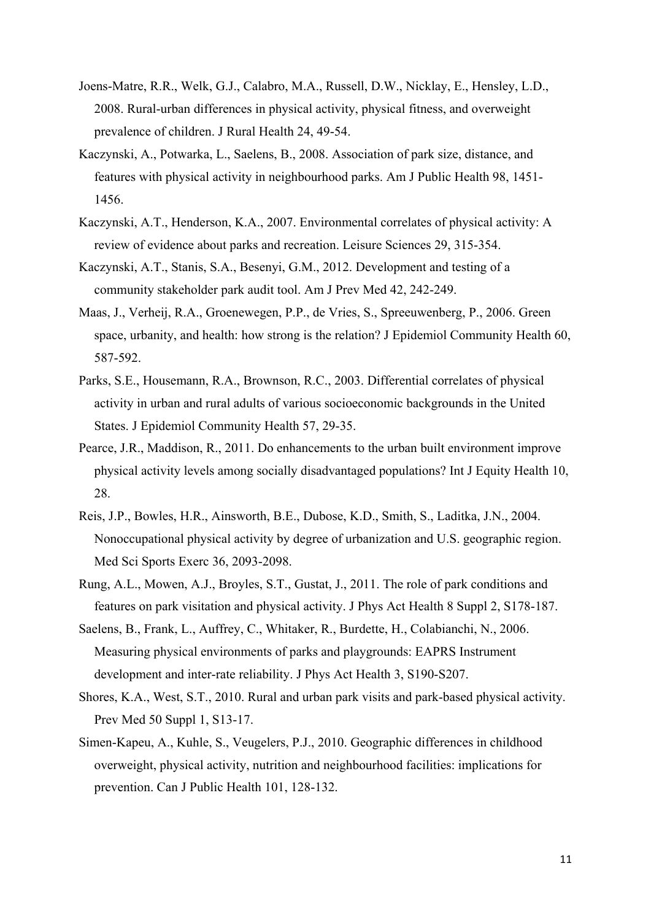Joens-Matre, R.R., Welk, G.J., Calabro, M.A., Russell, D.W., Nicklay, E., Hensley, L.D., 2008. Rural-urban differences in physical activity, physical fitness, and overweight prevalence of children. J Rural Health 24, 49-54.

Kaczynski, A., Potwarka, L., Saelens, B., 2008. Association of park size, distance, and features with physical activity in neighbourhood parks. Am J Public Health 98, 1451-1456.

Kaczynski, A.T., Henderson, K.A., 2007. Environmental correlates of physical activity: A review of evidence about parks and recreation. Leisure Sciences 29, 315-354.

Kaczynski, A.T., Stanis, S.A., Besenyi, G.M., 2012. Development and testing of a community stakeholder park audit tool. Am J Prev Med 42, 242-249.

Maas, J., Verheij, R.A., Groenewegen, P.P., de Vries, S., Spreeuwenberg, P., 2006. Green space, urbanity, and health: how strong is the relation? J Epidemiol Community Health 60, 587-592.

Parks, S.E., Housemann, R.A., Brownson, R.C., 2003. Differential correlates of physical activity in urban and rural adults of various socioeconomic backgrounds in the United States. J Epidemiol Community Health 57, 29-35.

Pearce, J.R., Maddison, R., 2011. Do enhancements to the urban built environment improve physical activity levels among socially disadvantaged populations? Int J Equity Health 10, 28.

Reis, J.P., Bowles, H.R., Ainsworth, B.E., Dubose, K.D., Smith, S., Laditka, J.N., 2004. Nonoccupational physical activity by degree of urbanization and U.S. geographic region. Med Sci Sports Exerc 36, 2093-2098.

Rung, A.L., Mowen, A.J., Broyles, S.T., Gustat, J., 2011. The role of park conditions and features on park visitation and physical activity. J Phys Act Health 8 Suppl 2, S178-187.

Saelens, B., Frank, L., Auffrey, C., Whitaker, R., Burdette, H., Colabianchi, N., 2006. Measuring physical environments of parks and playgrounds: EAPRS Instrument development and inter-rate reliability. J Phys Act Health 3, S190-S207.

Shores, K.A., West, S.T., 2010. Rural and urban park visits and park-based physical activity. Prev Med 50 Suppl 1, S13-17.

Simen-Kapeu, A., Kuhle, S., Veugelers, P.J., 2010. Geographic differences in childhood overweight, physical activity, nutrition and neighbourhood facilities: implications for prevention. Can J Public Health 101, 128-132.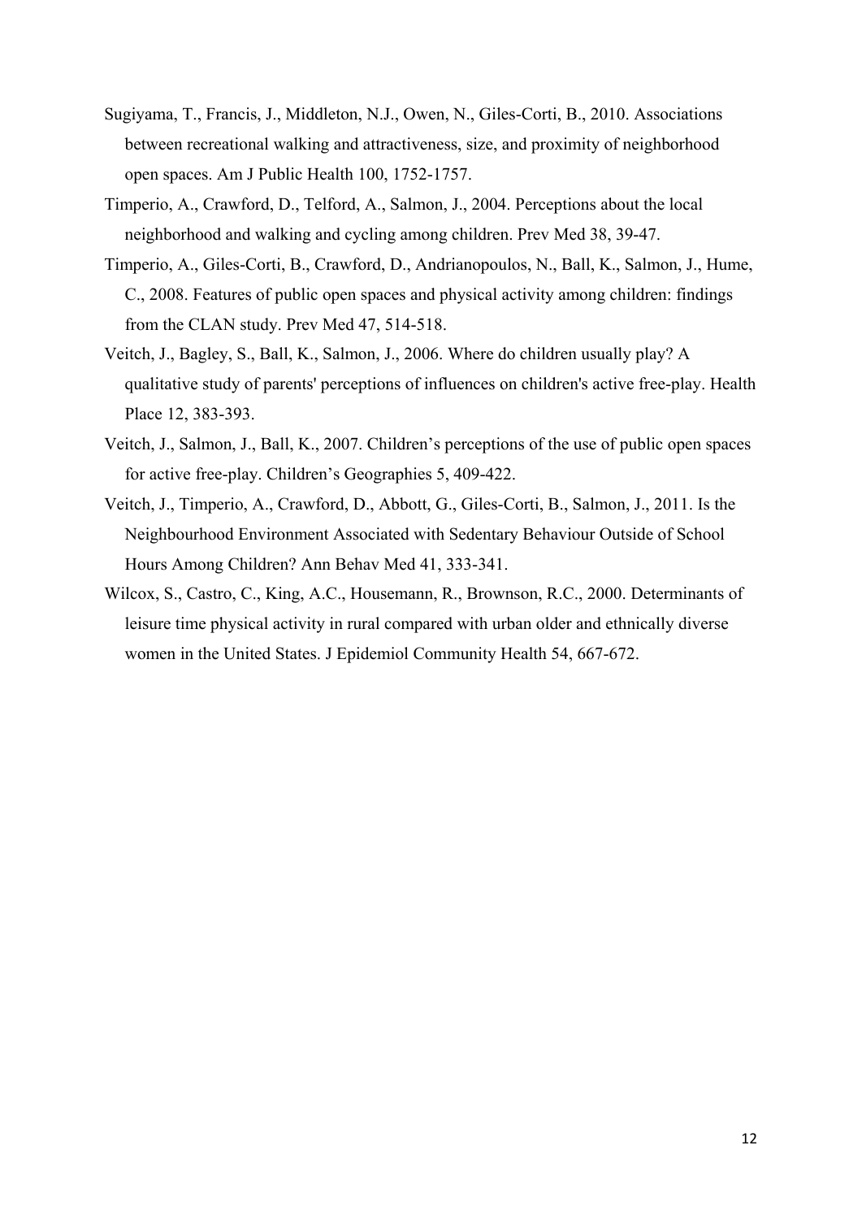Sugiyama, T., Francis, J., Middleton, N.J., Owen, N., Giles-Corti, B., 2010. Associations between recreational walking and attractiveness, size, and proximity of neighborhood open spaces. Am J Public Health 100, 1752-1757.

Timperio, A., Crawford, D., Telford, A., Salmon, J., 2004. Perceptions about the local neighborhood and walking and cycling among children. Prev Med 38, 39-47.

Timperio, A., Giles-Corti, B., Crawford, D., Andrianopoulos, N., Ball, K., Salmon, J., Hume, C., 2008. Features of public open spaces and physical activity among children: findings from the CLAN study. Prev Med 47, 514-518.

Veitch, J., Bagley, S., Ball, K., Salmon, J., 2006. Where do children usually play? A qualitative study of parents' perceptions of influences on children's active free-play. Health Place 12, 383-393.

Veitch, J., Salmon, J., Ball, K., 2007. Children's perceptions of the use of public open spaces for active free-play. Children's Geographies 5, 409-422.

Veitch, J., Timperio, A., Crawford, D., Abbott, G., Giles-Corti, B., Salmon, J., 2011. Is the Neighbourhood Environment Associated with Sedentary Behaviour Outside of School Hours Among Children? Ann Behav Med 41, 333-341.

Wilcox, S., Castro, C., King, A.C., Housemann, R., Brownson, R.C., 2000. Determinants of leisure time physical activity in rural compared with urban older and ethnically diverse women in the United States. J Epidemiol Community Health 54, 667-672.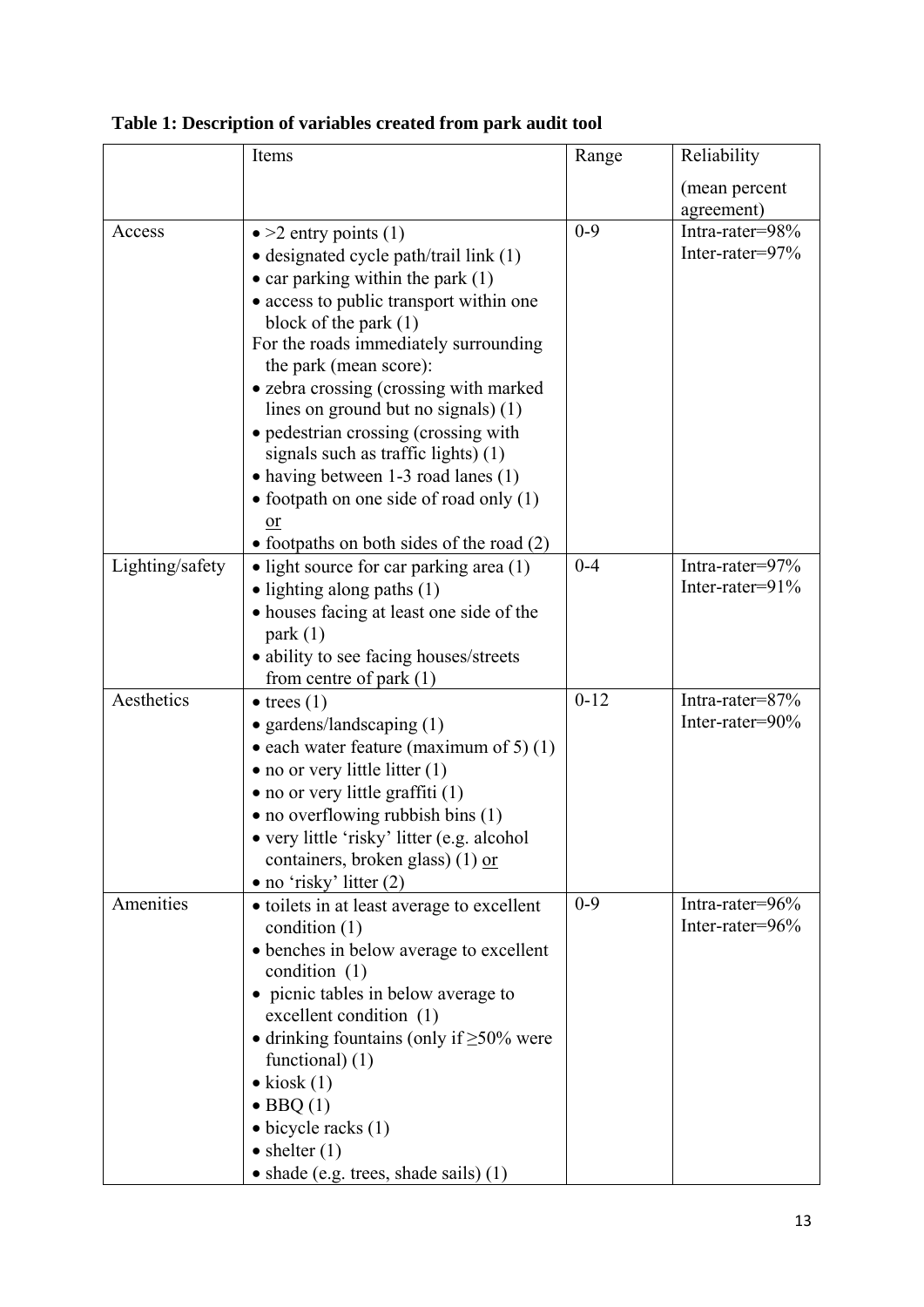**Table 1: Description of variables created from park audit tool**

| | Items | Range | Reliability (mean percent agreement) |
|---|---|---|---|
| Access | • >2 entry points (1)<br>• designated cycle path/trail link (1)<br>• car parking within the park (1)<br>• access to public transport within one block of the park (1)<br>For the roads immediately surrounding the park (mean score):<br>• zebra crossing (crossing with marked lines on ground but no signals) (1)<br>• pedestrian crossing (crossing with signals such as traffic lights) (1)<br>• having between 1-3 road lanes (1)<br>• footpath on one side of road only (1) or<br>• footpaths on both sides of the road (2) | 0-9 | Intra-rater=98%<br>Inter-rater=97% |
| Lighting/safety | • light source for car parking area (1)<br>• lighting along paths (1)<br>• houses facing at least one side of the park (1)<br>• ability to see facing houses/streets from centre of park (1) | 0-4 | Intra-rater=97%<br>Inter-rater=91% |
| Aesthetics | • trees (1)<br>• gardens/landscaping (1)<br>• each water feature (maximum of 5) (1)<br>• no or very little litter (1)<br>• no or very little graffiti (1)<br>• no overflowing rubbish bins (1)<br>• very little 'risky' litter (e.g. alcohol containers, broken glass) (1) or<br>• no 'risky' litter (2) | 0-12 | Intra-rater=87%<br>Inter-rater=90% |
| Amenities | • toilets in at least average to excellent condition (1)<br>• benches in below average to excellent condition (1)<br>• picnic tables in below average to excellent condition (1)<br>• drinking fountains (only if ≥50% were functional) (1)<br>• kiosk (1)<br>• BBQ (1)<br>• bicycle racks (1)<br>• shelter (1)<br>• shade (e.g. trees, shade sails) (1) | 0-9 | Intra-rater=96%<br>Inter-rater=96% |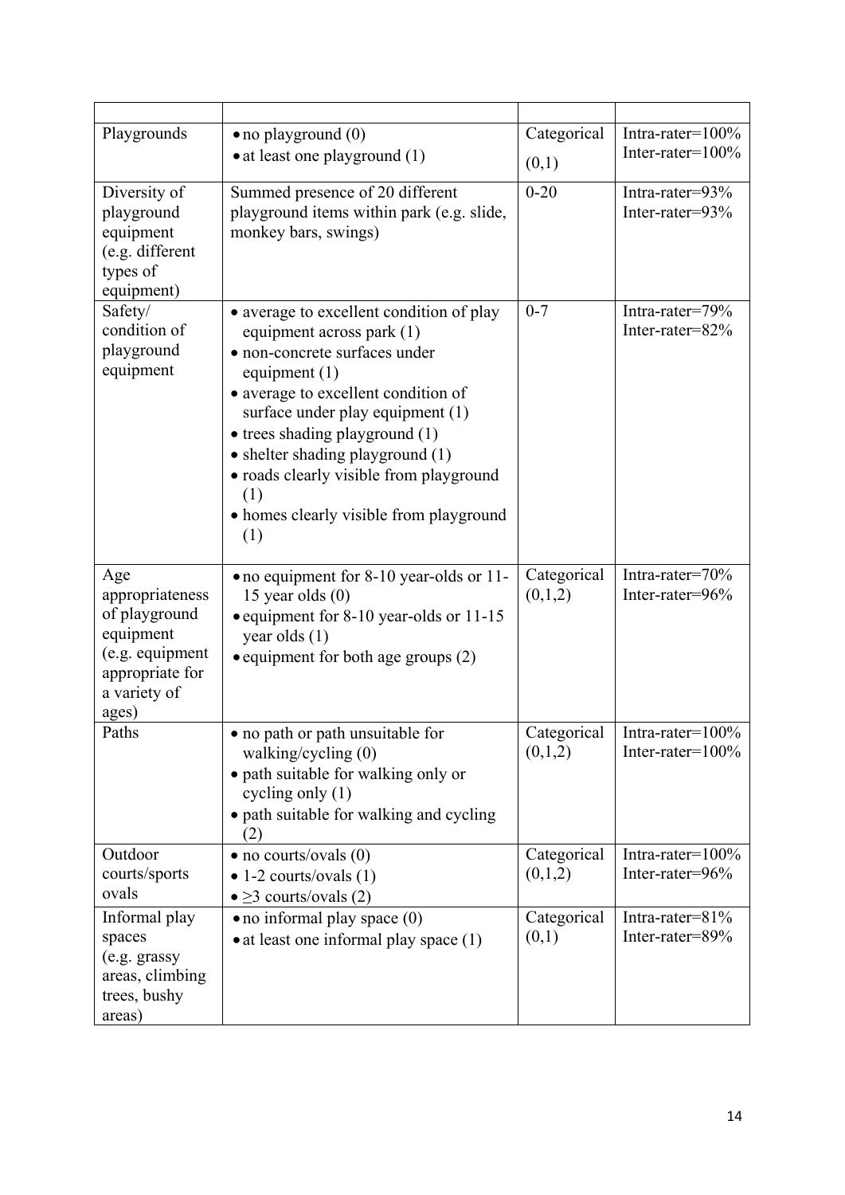| | | | |
|---|---|---|---|
| Playgrounds | • no playground (0)<br>• at least one playground (1) | Categorical (0,1) | Intra-rater=100%<br>Inter-rater=100% |
| Diversity of playground equipment (e.g. different types of equipment) | Summed presence of 20 different playground items within park (e.g. slide, monkey bars, swings) | 0-20 | Intra-rater=93%<br>Inter-rater=93% |
| Safety/ condition of playground equipment | • average to excellent condition of play equipment across park (1)<br>• non-concrete surfaces under equipment (1)<br>• average to excellent condition of surface under play equipment (1)<br>• trees shading playground (1)<br>• shelter shading playground (1)<br>• roads clearly visible from playground (1)<br>• homes clearly visible from playground (1) | 0-7 | Intra-rater=79%<br>Inter-rater=82% |
| Age appropriateness of playground equipment (e.g. equipment appropriate for a variety of ages) | • no equipment for 8-10 year-olds or 11-15 year olds (0)<br>• equipment for 8-10 year-olds or 11-15 year olds (1)<br>• equipment for both age groups (2) | Categorical (0,1,2) | Intra-rater=70%<br>Inter-rater=96% |
| Paths | • no path or path unsuitable for walking/cycling (0)<br>• path suitable for walking only or cycling only (1)<br>• path suitable for walking and cycling (2) | Categorical (0,1,2) | Intra-rater=100%<br>Inter-rater=100% |
| Outdoor courts/sports ovals | • no courts/ovals (0)<br>• 1-2 courts/ovals (1)<br>• ≥3 courts/ovals (2) | Categorical (0,1,2) | Intra-rater=100%<br>Inter-rater=96% |
| Informal play spaces (e.g. grassy areas, climbing trees, bushy areas) | • no informal play space (0)<br>• at least one informal play space (1) | Categorical (0,1) | Intra-rater=81%<br>Inter-rater=89% |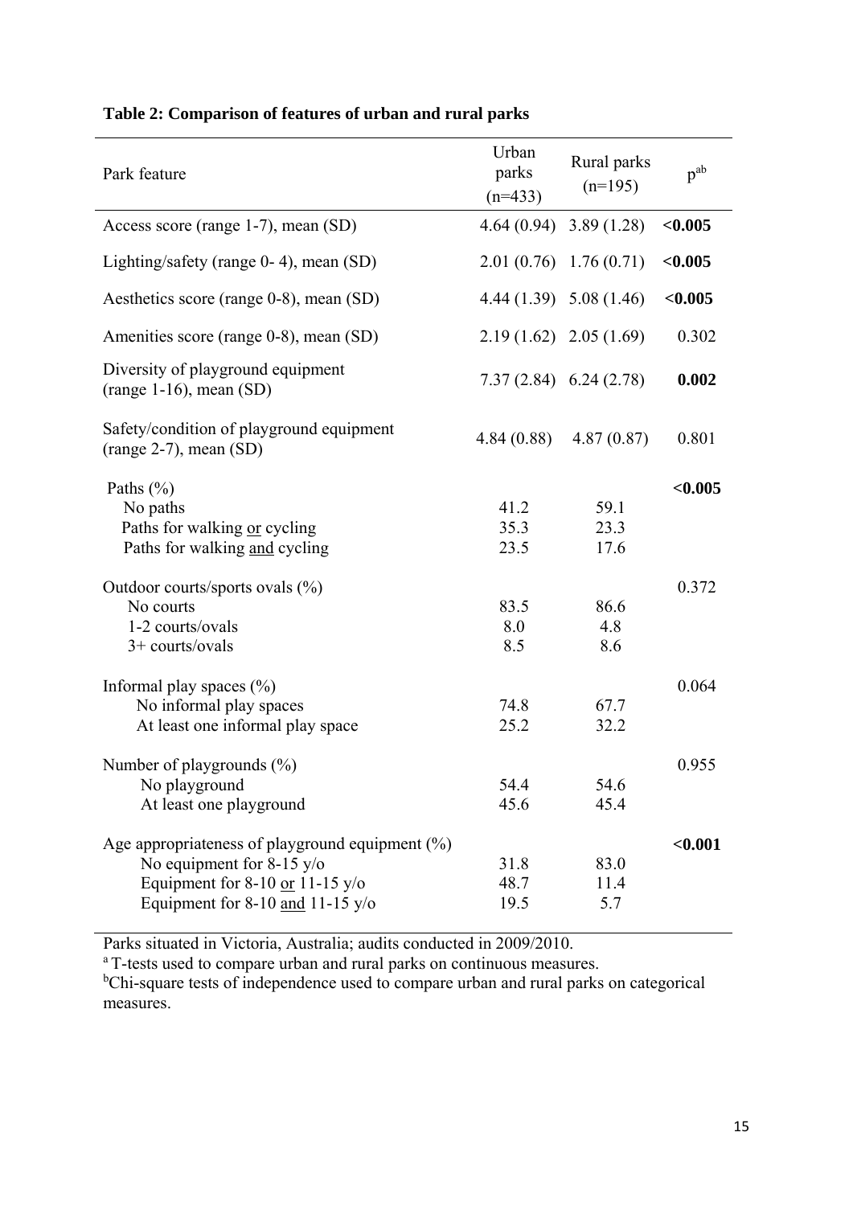**Table 2: Comparison of features of urban and rural parks**

| Park feature | Urban parks (n=433) | Rural parks (n=195) | p[ab] |
|---|---|---|---|
| Access score (range 1-7), mean (SD) | 4.64 (0.94) | 3.89 (1.28) | **<0.005** |
| Lighting/safety (range 0- 4), mean (SD) | 2.01 (0.76) | 1.76 (0.71) | **<0.005** |
| Aesthetics score (range 0-8), mean (SD) | 4.44 (1.39) | 5.08 (1.46) | **<0.005** |
| Amenities score (range 0-8), mean (SD) | 2.19 (1.62) | 2.05 (1.69) | 0.302 |
| Diversity of playground equipment (range 1-16), mean (SD) | 7.37 (2.84) | 6.24 (2.78) | **0.002** |
| Safety/condition of playground equipment (range 2-7), mean (SD) | 4.84 (0.88) | 4.87 (0.87) | 0.801 |
| Paths (%) | | | **<0.005** |
| No paths | 41.2 | 59.1 | |
| Paths for walking or cycling | 35.3 | 23.3 | |
| Paths for walking and cycling | 23.5 | 17.6 | |
| Outdoor courts/sports ovals (%) | | | 0.372 |
| No courts | 83.5 | 86.6 | |
| 1-2 courts/ovals | 8.0 | 4.8 | |
| 3+ courts/ovals | 8.5 | 8.6 | |
| Informal play spaces (%) | | | 0.064 |
| No informal play spaces | 74.8 | 67.7 | |
| At least one informal play space | 25.2 | 32.2 | |
| Number of playgrounds (%) | | | 0.955 |
| No playground | 54.4 | 54.6 | |
| At least one playground | 45.6 | 45.4 | |
| Age appropriateness of playground equipment (%) | | | **<0.001** |
| No equipment for 8-15 y/o | 31.8 | 83.0 | |
| Equipment for 8-10 or 11-15 y/o | 48.7 | 11.4 | |
| Equipment for 8-10 and 11-15 y/o | 19.5 | 5.7 | |

Parks situated in Victoria, Australia; audits conducted in 2009/2010.

[a] T-tests used to compare urban and rural parks on continuous measures.

[b] Chi-square tests of independence used to compare urban and rural parks on categorical measures.